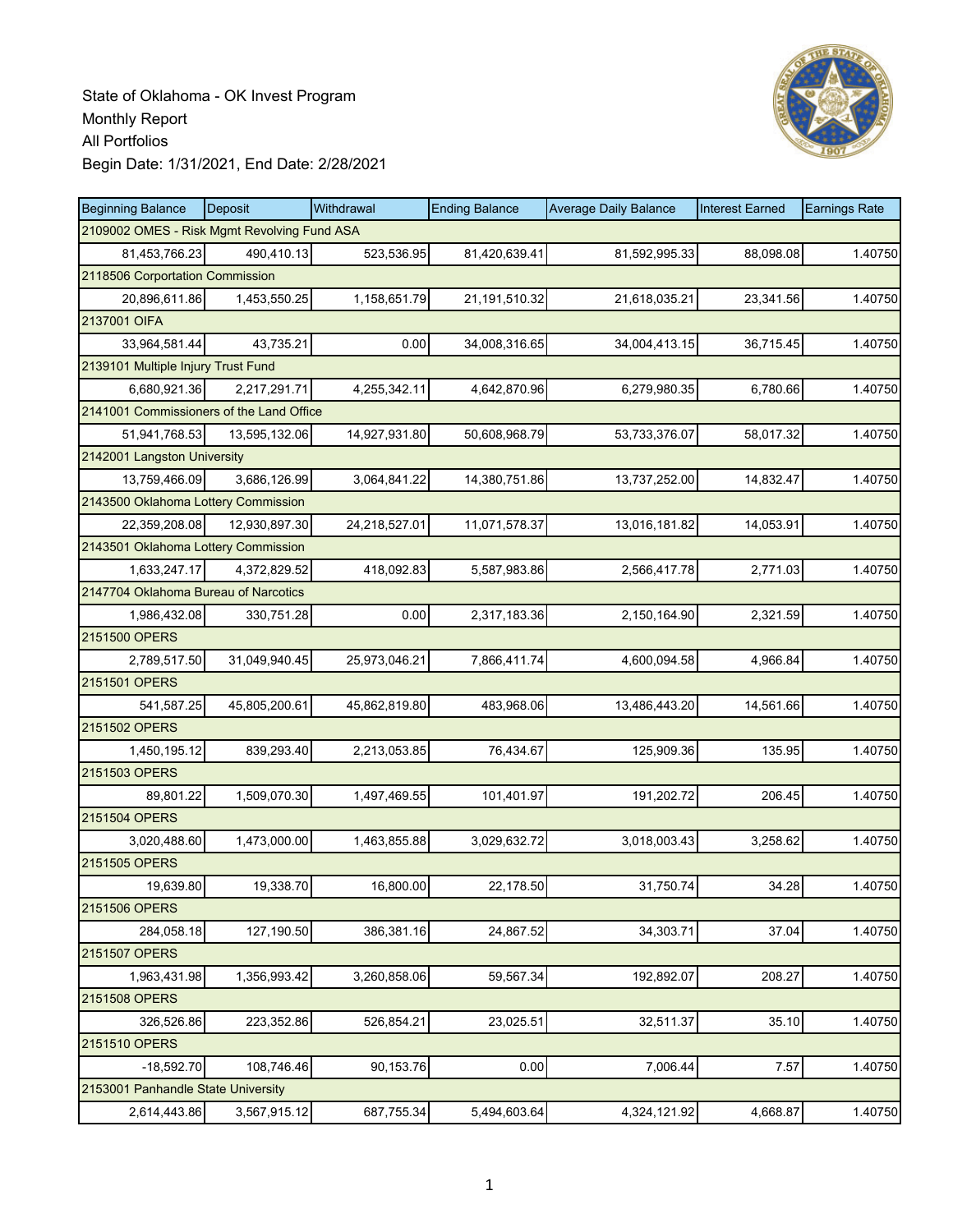State of Oklahoma - OK Invest Program
Monthly Report
All Portfolios
Begin Date: 1/31/2021, End Date: 2/28/2021

| Beginning Balance | Deposit | Withdrawal | Ending Balance | Average Daily Balance | Interest Earned | Earnings Rate |
|---|---|---|---|---|---|---|
| 2109002 OMES - Risk Mgmt Revolving Fund ASA | | | | | | |
| 81,453,766.23 | 490,410.13 | 523,536.95 | 81,420,639.41 | 81,592,995.33 | 88,098.08 | 1.40750 |
| 2118506 Corportation Commission | | | | | | |
| 20,896,611.86 | 1,453,550.25 | 1,158,651.79 | 21,191,510.32 | 21,618,035.21 | 23,341.56 | 1.40750 |
| 2137001 OIFA | | | | | | |
| 33,964,581.44 | 43,735.21 | 0.00 | 34,008,316.65 | 34,004,413.15 | 36,715.45 | 1.40750 |
| 2139101 Multiple Injury Trust Fund | | | | | | |
| 6,680,921.36 | 2,217,291.71 | 4,255,342.11 | 4,642,870.96 | 6,279,980.35 | 6,780.66 | 1.40750 |
| 2141001 Commissioners of the Land Office | | | | | | |
| 51,941,768.53 | 13,595,132.06 | 14,927,931.80 | 50,608,968.79 | 53,733,376.07 | 58,017.32 | 1.40750 |
| 2142001 Langston University | | | | | | |
| 13,759,466.09 | 3,686,126.99 | 3,064,841.22 | 14,380,751.86 | 13,737,252.00 | 14,832.47 | 1.40750 |
| 2143500 Oklahoma Lottery Commission | | | | | | |
| 22,359,208.08 | 12,930,897.30 | 24,218,527.01 | 11,071,578.37 | 13,016,181.82 | 14,053.91 | 1.40750 |
| 2143501 Oklahoma Lottery Commission | | | | | | |
| 1,633,247.17 | 4,372,829.52 | 418,092.83 | 5,587,983.86 | 2,566,417.78 | 2,771.03 | 1.40750 |
| 2147704 Oklahoma Bureau of Narcotics | | | | | | |
| 1,986,432.08 | 330,751.28 | 0.00 | 2,317,183.36 | 2,150,164.90 | 2,321.59 | 1.40750 |
| 2151500 OPERS | | | | | | |
| 2,789,517.50 | 31,049,940.45 | 25,973,046.21 | 7,866,411.74 | 4,600,094.58 | 4,966.84 | 1.40750 |
| 2151501 OPERS | | | | | | |
| 541,587.25 | 45,805,200.61 | 45,862,819.80 | 483,968.06 | 13,486,443.20 | 14,561.66 | 1.40750 |
| 2151502 OPERS | | | | | | |
| 1,450,195.12 | 839,293.40 | 2,213,053.85 | 76,434.67 | 125,909.36 | 135.95 | 1.40750 |
| 2151503 OPERS | | | | | | |
| 89,801.22 | 1,509,070.30 | 1,497,469.55 | 101,401.97 | 191,202.72 | 206.45 | 1.40750 |
| 2151504 OPERS | | | | | | |
| 3,020,488.60 | 1,473,000.00 | 1,463,855.88 | 3,029,632.72 | 3,018,003.43 | 3,258.62 | 1.40750 |
| 2151505 OPERS | | | | | | |
| 19,639.80 | 19,338.70 | 16,800.00 | 22,178.50 | 31,750.74 | 34.28 | 1.40750 |
| 2151506 OPERS | | | | | | |
| 284,058.18 | 127,190.50 | 386,381.16 | 24,867.52 | 34,303.71 | 37.04 | 1.40750 |
| 2151507 OPERS | | | | | | |
| 1,963,431.98 | 1,356,993.42 | 3,260,858.06 | 59,567.34 | 192,892.07 | 208.27 | 1.40750 |
| 2151508 OPERS | | | | | | |
| 326,526.86 | 223,352.86 | 526,854.21 | 23,025.51 | 32,511.37 | 35.10 | 1.40750 |
| 2151510 OPERS | | | | | | |
| -18,592.70 | 108,746.46 | 90,153.76 | 0.00 | 7,006.44 | 7.57 | 1.40750 |
| 2153001 Panhandle State University | | | | | | |
| 2,614,443.86 | 3,567,915.12 | 687,755.34 | 5,494,603.64 | 4,324,121.92 | 4,668.87 | 1.40750 |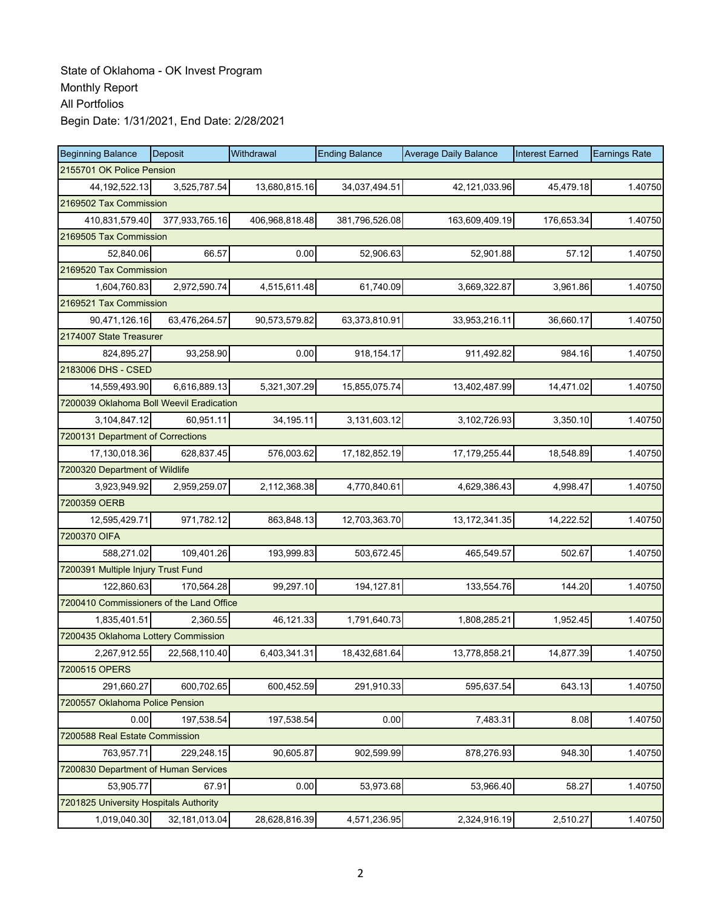State of Oklahoma - OK Invest Program
Monthly Report
All Portfolios
Begin Date: 1/31/2021, End Date: 2/28/2021

| Beginning Balance | Deposit | Withdrawal | Ending Balance | Average Daily Balance | Interest Earned | Earnings Rate |
|---|---|---|---|---|---|---|
| 2155701 OK Police Pension | | | | | | |
| 44,192,522.13 | 3,525,787.54 | 13,680,815.16 | 34,037,494.51 | 42,121,033.96 | 45,479.18 | 1.40750 |
| 2169502 Tax Commission | | | | | | |
| 410,831,579.40 | 377,933,765.16 | 406,968,818.48 | 381,796,526.08 | 163,609,409.19 | 176,653.34 | 1.40750 |
| 2169505 Tax Commission | | | | | | |
| 52,840.06 | 66.57 | 0.00 | 52,906.63 | 52,901.88 | 57.12 | 1.40750 |
| 2169520 Tax Commission | | | | | | |
| 1,604,760.83 | 2,972,590.74 | 4,515,611.48 | 61,740.09 | 3,669,322.87 | 3,961.86 | 1.40750 |
| 2169521 Tax Commission | | | | | | |
| 90,471,126.16 | 63,476,264.57 | 90,573,579.82 | 63,373,810.91 | 33,953,216.11 | 36,660.17 | 1.40750 |
| 2174007 State Treasurer | | | | | | |
| 824,895.27 | 93,258.90 | 0.00 | 918,154.17 | 911,492.82 | 984.16 | 1.40750 |
| 2183006 DHS - CSED | | | | | | |
| 14,559,493.90 | 6,616,889.13 | 5,321,307.29 | 15,855,075.74 | 13,402,487.99 | 14,471.02 | 1.40750 |
| 7200039 Oklahoma Boll Weevil Eradication | | | | | | |
| 3,104,847.12 | 60,951.11 | 34,195.11 | 3,131,603.12 | 3,102,726.93 | 3,350.10 | 1.40750 |
| 7200131 Department of Corrections | | | | | | |
| 17,130,018.36 | 628,837.45 | 576,003.62 | 17,182,852.19 | 17,179,255.44 | 18,548.89 | 1.40750 |
| 7200320 Department of Wildlife | | | | | | |
| 3,923,949.92 | 2,959,259.07 | 2,112,368.38 | 4,770,840.61 | 4,629,386.43 | 4,998.47 | 1.40750 |
| 7200359 OERB | | | | | | |
| 12,595,429.71 | 971,782.12 | 863,848.13 | 12,703,363.70 | 13,172,341.35 | 14,222.52 | 1.40750 |
| 7200370 OIFA | | | | | | |
| 588,271.02 | 109,401.26 | 193,999.83 | 503,672.45 | 465,549.57 | 502.67 | 1.40750 |
| 7200391 Multiple Injury Trust Fund | | | | | | |
| 122,860.63 | 170,564.28 | 99,297.10 | 194,127.81 | 133,554.76 | 144.20 | 1.40750 |
| 7200410 Commissioners of the Land Office | | | | | | |
| 1,835,401.51 | 2,360.55 | 46,121.33 | 1,791,640.73 | 1,808,285.21 | 1,952.45 | 1.40750 |
| 7200435 Oklahoma Lottery Commission | | | | | | |
| 2,267,912.55 | 22,568,110.40 | 6,403,341.31 | 18,432,681.64 | 13,778,858.21 | 14,877.39 | 1.40750 |
| 7200515 OPERS | | | | | | |
| 291,660.27 | 600,702.65 | 600,452.59 | 291,910.33 | 595,637.54 | 643.13 | 1.40750 |
| 7200557 Oklahoma Police Pension | | | | | | |
| 0.00 | 197,538.54 | 197,538.54 | 0.00 | 7,483.31 | 8.08 | 1.40750 |
| 7200588 Real Estate Commission | | | | | | |
| 763,957.71 | 229,248.15 | 90,605.87 | 902,599.99 | 878,276.93 | 948.30 | 1.40750 |
| 7200830 Department of Human Services | | | | | | |
| 53,905.77 | 67.91 | 0.00 | 53,973.68 | 53,966.40 | 58.27 | 1.40750 |
| 7201825 University Hospitals Authority | | | | | | |
| 1,019,040.30 | 32,181,013.04 | 28,628,816.39 | 4,571,236.95 | 2,324,916.19 | 2,510.27 | 1.40750 |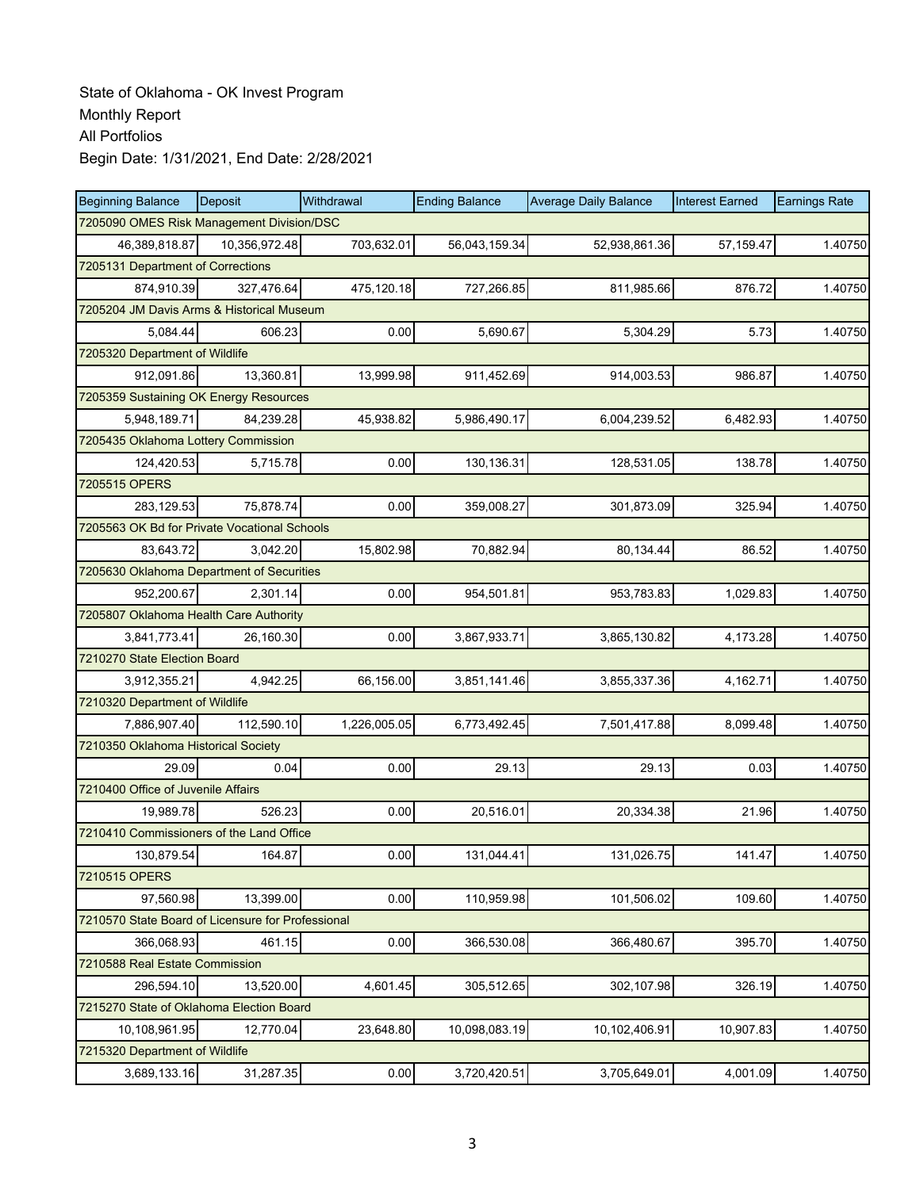State of Oklahoma - OK Invest Program
Monthly Report
All Portfolios
Begin Date: 1/31/2021, End Date: 2/28/2021

| Beginning Balance | Deposit | Withdrawal | Ending Balance | Average Daily Balance | Interest Earned | Earnings Rate |
|---|---|---|---|---|---|---|
| 7205090 OMES Risk Management Division/DSC | | | | | | |
| 46,389,818.87 | 10,356,972.48 | 703,632.01 | 56,043,159.34 | 52,938,861.36 | 57,159.47 | 1.40750 |
| 7205131 Department of Corrections | | | | | | |
| 874,910.39 | 327,476.64 | 475,120.18 | 727,266.85 | 811,985.66 | 876.72 | 1.40750 |
| 7205204 JM Davis Arms & Historical Museum | | | | | | |
| 5,084.44 | 606.23 | 0.00 | 5,690.67 | 5,304.29 | 5.73 | 1.40750 |
| 7205320 Department of Wildlife | | | | | | |
| 912,091.86 | 13,360.81 | 13,999.98 | 911,452.69 | 914,003.53 | 986.87 | 1.40750 |
| 7205359 Sustaining OK Energy Resources | | | | | | |
| 5,948,189.71 | 84,239.28 | 45,938.82 | 5,986,490.17 | 6,004,239.52 | 6,482.93 | 1.40750 |
| 7205435 Oklahoma Lottery Commission | | | | | | |
| 124,420.53 | 5,715.78 | 0.00 | 130,136.31 | 128,531.05 | 138.78 | 1.40750 |
| 7205515 OPERS | | | | | | |
| 283,129.53 | 75,878.74 | 0.00 | 359,008.27 | 301,873.09 | 325.94 | 1.40750 |
| 7205563 OK Bd for Private Vocational Schools | | | | | | |
| 83,643.72 | 3,042.20 | 15,802.98 | 70,882.94 | 80,134.44 | 86.52 | 1.40750 |
| 7205630 Oklahoma Department of Securities | | | | | | |
| 952,200.67 | 2,301.14 | 0.00 | 954,501.81 | 953,783.83 | 1,029.83 | 1.40750 |
| 7205807 Oklahoma Health Care Authority | | | | | | |
| 3,841,773.41 | 26,160.30 | 0.00 | 3,867,933.71 | 3,865,130.82 | 4,173.28 | 1.40750 |
| 7210270 State Election Board | | | | | | |
| 3,912,355.21 | 4,942.25 | 66,156.00 | 3,851,141.46 | 3,855,337.36 | 4,162.71 | 1.40750 |
| 7210320 Department of Wildlife | | | | | | |
| 7,886,907.40 | 112,590.10 | 1,226,005.05 | 6,773,492.45 | 7,501,417.88 | 8,099.48 | 1.40750 |
| 7210350 Oklahoma Historical Society | | | | | | |
| 29.09 | 0.04 | 0.00 | 29.13 | 29.13 | 0.03 | 1.40750 |
| 7210400 Office of Juvenile Affairs | | | | | | |
| 19,989.78 | 526.23 | 0.00 | 20,516.01 | 20,334.38 | 21.96 | 1.40750 |
| 7210410 Commissioners of the Land Office | | | | | | |
| 130,879.54 | 164.87 | 0.00 | 131,044.41 | 131,026.75 | 141.47 | 1.40750 |
| 7210515 OPERS | | | | | | |
| 97,560.98 | 13,399.00 | 0.00 | 110,959.98 | 101,506.02 | 109.60 | 1.40750 |
| 7210570 State Board of Licensure for Professional | | | | | | |
| 366,068.93 | 461.15 | 0.00 | 366,530.08 | 366,480.67 | 395.70 | 1.40750 |
| 7210588 Real Estate Commission | | | | | | |
| 296,594.10 | 13,520.00 | 4,601.45 | 305,512.65 | 302,107.98 | 326.19 | 1.40750 |
| 7215270 State of Oklahoma Election Board | | | | | | |
| 10,108,961.95 | 12,770.04 | 23,648.80 | 10,098,083.19 | 10,102,406.91 | 10,907.83 | 1.40750 |
| 7215320 Department of Wildlife | | | | | | |
| 3,689,133.16 | 31,287.35 | 0.00 | 3,720,420.51 | 3,705,649.01 | 4,001.09 | 1.40750 |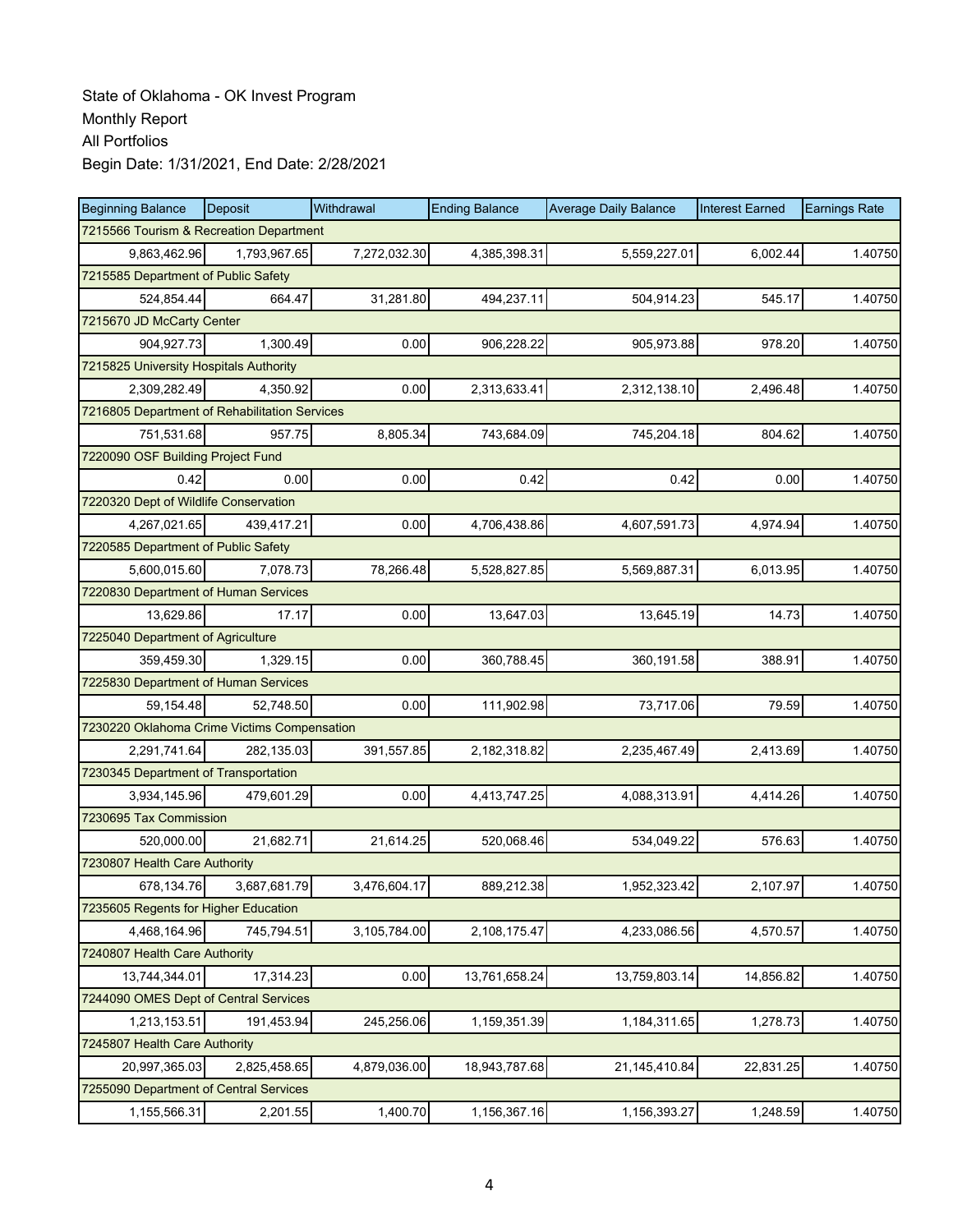State of Oklahoma - OK Invest Program
Monthly Report
All Portfolios
Begin Date: 1/31/2021, End Date: 2/28/2021

| Beginning Balance | Deposit | Withdrawal | Ending Balance | Average Daily Balance | Interest Earned | Earnings Rate |
|---|---|---|---|---|---|---|
| 7215566 Tourism & Recreation Department | | | | | | |
| 9,863,462.96 | 1,793,967.65 | 7,272,032.30 | 4,385,398.31 | 5,559,227.01 | 6,002.44 | 1.40750 |
| 7215585 Department of Public Safety | | | | | | |
| 524,854.44 | 664.47 | 31,281.80 | 494,237.11 | 504,914.23 | 545.17 | 1.40750 |
| 7215670 JD McCarty Center | | | | | | |
| 904,927.73 | 1,300.49 | 0.00 | 906,228.22 | 905,973.88 | 978.20 | 1.40750 |
| 7215825 University Hospitals Authority | | | | | | |
| 2,309,282.49 | 4,350.92 | 0.00 | 2,313,633.41 | 2,312,138.10 | 2,496.48 | 1.40750 |
| 7216805 Department of Rehabilitation Services | | | | | | |
| 751,531.68 | 957.75 | 8,805.34 | 743,684.09 | 745,204.18 | 804.62 | 1.40750 |
| 7220090 OSF Building Project Fund | | | | | | |
| 0.42 | 0.00 | 0.00 | 0.42 | 0.42 | 0.00 | 1.40750 |
| 7220320 Dept of Wildlife Conservation | | | | | | |
| 4,267,021.65 | 439,417.21 | 0.00 | 4,706,438.86 | 4,607,591.73 | 4,974.94 | 1.40750 |
| 7220585 Department of Public Safety | | | | | | |
| 5,600,015.60 | 7,078.73 | 78,266.48 | 5,528,827.85 | 5,569,887.31 | 6,013.95 | 1.40750 |
| 7220830 Department of Human Services | | | | | | |
| 13,629.86 | 17.17 | 0.00 | 13,647.03 | 13,645.19 | 14.73 | 1.40750 |
| 7225040 Department of Agriculture | | | | | | |
| 359,459.30 | 1,329.15 | 0.00 | 360,788.45 | 360,191.58 | 388.91 | 1.40750 |
| 7225830 Department of Human Services | | | | | | |
| 59,154.48 | 52,748.50 | 0.00 | 111,902.98 | 73,717.06 | 79.59 | 1.40750 |
| 7230220 Oklahoma Crime Victims Compensation | | | | | | |
| 2,291,741.64 | 282,135.03 | 391,557.85 | 2,182,318.82 | 2,235,467.49 | 2,413.69 | 1.40750 |
| 7230345 Department of Transportation | | | | | | |
| 3,934,145.96 | 479,601.29 | 0.00 | 4,413,747.25 | 4,088,313.91 | 4,414.26 | 1.40750 |
| 7230695 Tax Commission | | | | | | |
| 520,000.00 | 21,682.71 | 21,614.25 | 520,068.46 | 534,049.22 | 576.63 | 1.40750 |
| 7230807 Health Care Authority | | | | | | |
| 678,134.76 | 3,687,681.79 | 3,476,604.17 | 889,212.38 | 1,952,323.42 | 2,107.97 | 1.40750 |
| 7235605 Regents for Higher Education | | | | | | |
| 4,468,164.96 | 745,794.51 | 3,105,784.00 | 2,108,175.47 | 4,233,086.56 | 4,570.57 | 1.40750 |
| 7240807 Health Care Authority | | | | | | |
| 13,744,344.01 | 17,314.23 | 0.00 | 13,761,658.24 | 13,759,803.14 | 14,856.82 | 1.40750 |
| 7244090 OMES Dept of Central Services | | | | | | |
| 1,213,153.51 | 191,453.94 | 245,256.06 | 1,159,351.39 | 1,184,311.65 | 1,278.73 | 1.40750 |
| 7245807 Health Care Authority | | | | | | |
| 20,997,365.03 | 2,825,458.65 | 4,879,036.00 | 18,943,787.68 | 21,145,410.84 | 22,831.25 | 1.40750 |
| 7255090 Department of Central Services | | | | | | |
| 1,155,566.31 | 2,201.55 | 1,400.70 | 1,156,367.16 | 1,156,393.27 | 1,248.59 | 1.40750 |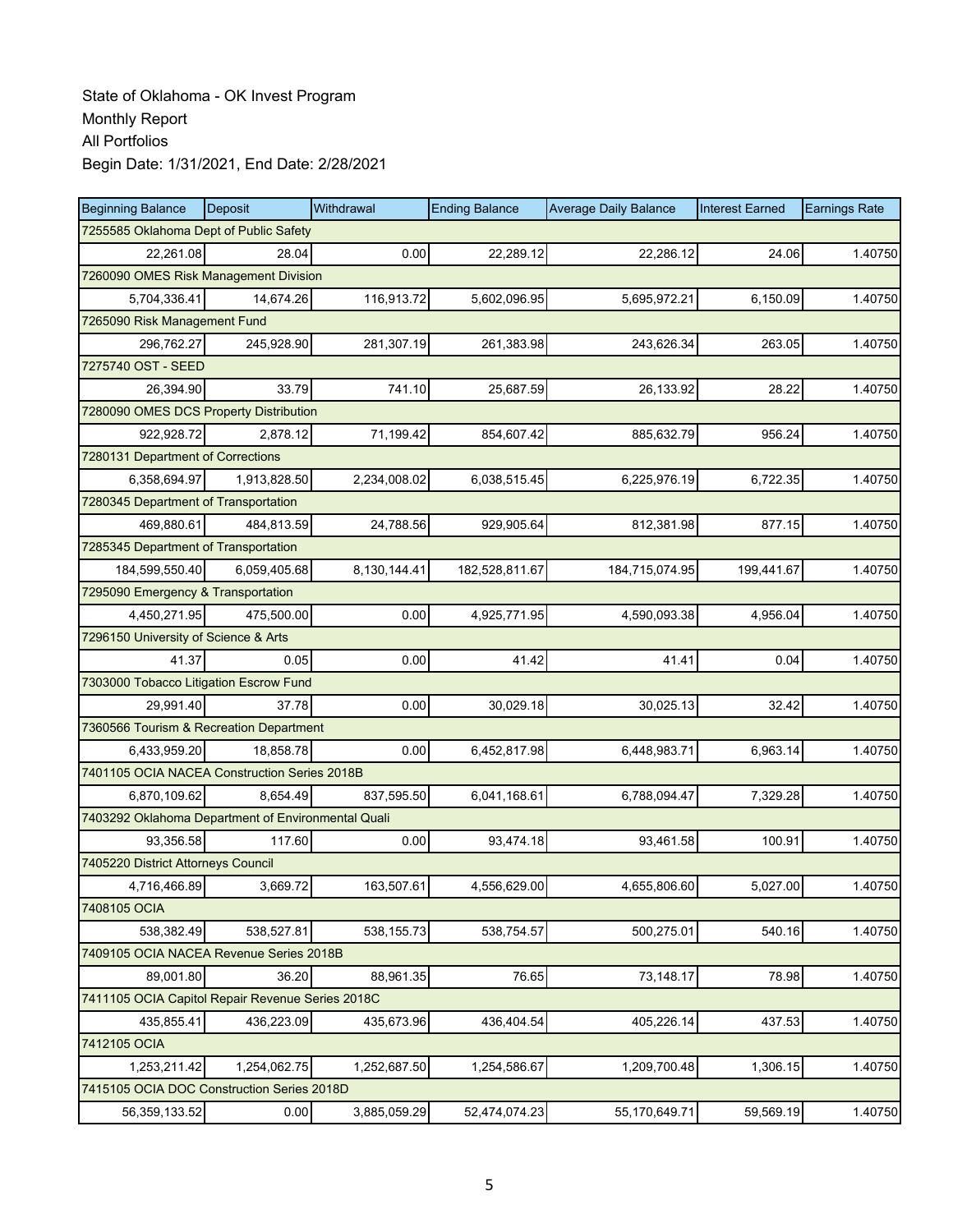State of Oklahoma - OK Invest Program
Monthly Report
All Portfolios
Begin Date: 1/31/2021, End Date: 2/28/2021

| Beginning Balance | Deposit | Withdrawal | Ending Balance | Average Daily Balance | Interest Earned | Earnings Rate |
|---|---|---|---|---|---|---|
| 7255585 Oklahoma Dept of Public Safety | | | | | | |
| 22,261.08 | 28.04 | 0.00 | 22,289.12 | 22,286.12 | 24.06 | 1.40750 |
| 7260090 OMES Risk Management Division | | | | | | |
| 5,704,336.41 | 14,674.26 | 116,913.72 | 5,602,096.95 | 5,695,972.21 | 6,150.09 | 1.40750 |
| 7265090 Risk Management Fund | | | | | | |
| 296,762.27 | 245,928.90 | 281,307.19 | 261,383.98 | 243,626.34 | 263.05 | 1.40750 |
| 7275740 OST - SEED | | | | | | |
| 26,394.90 | 33.79 | 741.10 | 25,687.59 | 26,133.92 | 28.22 | 1.40750 |
| 7280090 OMES DCS Property Distribution | | | | | | |
| 922,928.72 | 2,878.12 | 71,199.42 | 854,607.42 | 885,632.79 | 956.24 | 1.40750 |
| 7280131 Department of Corrections | | | | | | |
| 6,358,694.97 | 1,913,828.50 | 2,234,008.02 | 6,038,515.45 | 6,225,976.19 | 6,722.35 | 1.40750 |
| 7280345 Department of Transportation | | | | | | |
| 469,880.61 | 484,813.59 | 24,788.56 | 929,905.64 | 812,381.98 | 877.15 | 1.40750 |
| 7285345 Department of Transportation | | | | | | |
| 184,599,550.40 | 6,059,405.68 | 8,130,144.41 | 182,528,811.67 | 184,715,074.95 | 199,441.67 | 1.40750 |
| 7295090 Emergency & Transportation | | | | | | |
| 4,450,271.95 | 475,500.00 | 0.00 | 4,925,771.95 | 4,590,093.38 | 4,956.04 | 1.40750 |
| 7296150 University of Science & Arts | | | | | | |
| 41.37 | 0.05 | 0.00 | 41.42 | 41.41 | 0.04 | 1.40750 |
| 7303000 Tobacco Litigation Escrow Fund | | | | | | |
| 29,991.40 | 37.78 | 0.00 | 30,029.18 | 30,025.13 | 32.42 | 1.40750 |
| 7360566 Tourism & Recreation Department | | | | | | |
| 6,433,959.20 | 18,858.78 | 0.00 | 6,452,817.98 | 6,448,983.71 | 6,963.14 | 1.40750 |
| 7401105 OCIA NACEA Construction Series 2018B | | | | | | |
| 6,870,109.62 | 8,654.49 | 837,595.50 | 6,041,168.61 | 6,788,094.47 | 7,329.28 | 1.40750 |
| 7403292 Oklahoma Department of Environmental Quali | | | | | | |
| 93,356.58 | 117.60 | 0.00 | 93,474.18 | 93,461.58 | 100.91 | 1.40750 |
| 7405220 District Attorneys Council | | | | | | |
| 4,716,466.89 | 3,669.72 | 163,507.61 | 4,556,629.00 | 4,655,806.60 | 5,027.00 | 1.40750 |
| 7408105 OCIA | | | | | | |
| 538,382.49 | 538,527.81 | 538,155.73 | 538,754.57 | 500,275.01 | 540.16 | 1.40750 |
| 7409105 OCIA NACEA Revenue Series 2018B | | | | | | |
| 89,001.80 | 36.20 | 88,961.35 | 76.65 | 73,148.17 | 78.98 | 1.40750 |
| 7411105 OCIA Capitol Repair Revenue Series 2018C | | | | | | |
| 435,855.41 | 436,223.09 | 435,673.96 | 436,404.54 | 405,226.14 | 437.53 | 1.40750 |
| 7412105 OCIA | | | | | | |
| 1,253,211.42 | 1,254,062.75 | 1,252,687.50 | 1,254,586.67 | 1,209,700.48 | 1,306.15 | 1.40750 |
| 7415105 OCIA DOC Construction Series 2018D | | | | | | |
| 56,359,133.52 | 0.00 | 3,885,059.29 | 52,474,074.23 | 55,170,649.71 | 59,569.19 | 1.40750 |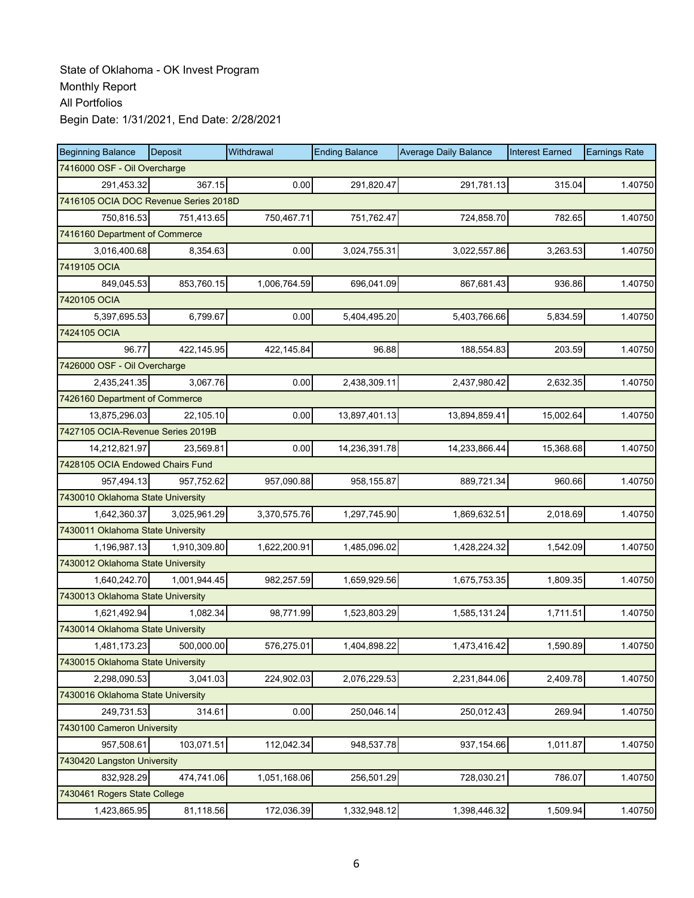State of Oklahoma - OK Invest Program
Monthly Report
All Portfolios
Begin Date: 1/31/2021, End Date: 2/28/2021

| Beginning Balance | Deposit | Withdrawal | Ending Balance | Average Daily Balance | Interest Earned | Earnings Rate |
|---|---|---|---|---|---|---|
| 7416000 OSF - Oil Overcharge | | | | | | |
| 291,453.32 | 367.15 | 0.00 | 291,820.47 | 291,781.13 | 315.04 | 1.40750 |
| 7416105 OCIA DOC Revenue Series 2018D | | | | | | |
| 750,816.53 | 751,413.65 | 750,467.71 | 751,762.47 | 724,858.70 | 782.65 | 1.40750 |
| 7416160 Department of Commerce | | | | | | |
| 3,016,400.68 | 8,354.63 | 0.00 | 3,024,755.31 | 3,022,557.86 | 3,263.53 | 1.40750 |
| 7419105 OCIA | | | | | | |
| 849,045.53 | 853,760.15 | 1,006,764.59 | 696,041.09 | 867,681.43 | 936.86 | 1.40750 |
| 7420105 OCIA | | | | | | |
| 5,397,695.53 | 6,799.67 | 0.00 | 5,404,495.20 | 5,403,766.66 | 5,834.59 | 1.40750 |
| 7424105 OCIA | | | | | | |
| 96.77 | 422,145.95 | 422,145.84 | 96.88 | 188,554.83 | 203.59 | 1.40750 |
| 7426000 OSF - Oil Overcharge | | | | | | |
| 2,435,241.35 | 3,067.76 | 0.00 | 2,438,309.11 | 2,437,980.42 | 2,632.35 | 1.40750 |
| 7426160 Department of Commerce | | | | | | |
| 13,875,296.03 | 22,105.10 | 0.00 | 13,897,401.13 | 13,894,859.41 | 15,002.64 | 1.40750 |
| 7427105 OCIA-Revenue Series 2019B | | | | | | |
| 14,212,821.97 | 23,569.81 | 0.00 | 14,236,391.78 | 14,233,866.44 | 15,368.68 | 1.40750 |
| 7428105 OCIA Endowed Chairs Fund | | | | | | |
| 957,494.13 | 957,752.62 | 957,090.88 | 958,155.87 | 889,721.34 | 960.66 | 1.40750 |
| 7430010 Oklahoma State University | | | | | | |
| 1,642,360.37 | 3,025,961.29 | 3,370,575.76 | 1,297,745.90 | 1,869,632.51 | 2,018.69 | 1.40750 |
| 7430011 Oklahoma State University | | | | | | |
| 1,196,987.13 | 1,910,309.80 | 1,622,200.91 | 1,485,096.02 | 1,428,224.32 | 1,542.09 | 1.40750 |
| 7430012 Oklahoma State University | | | | | | |
| 1,640,242.70 | 1,001,944.45 | 982,257.59 | 1,659,929.56 | 1,675,753.35 | 1,809.35 | 1.40750 |
| 7430013 Oklahoma State University | | | | | | |
| 1,621,492.94 | 1,082.34 | 98,771.99 | 1,523,803.29 | 1,585,131.24 | 1,711.51 | 1.40750 |
| 7430014 Oklahoma State University | | | | | | |
| 1,481,173.23 | 500,000.00 | 576,275.01 | 1,404,898.22 | 1,473,416.42 | 1,590.89 | 1.40750 |
| 7430015 Oklahoma State University | | | | | | |
| 2,298,090.53 | 3,041.03 | 224,902.03 | 2,076,229.53 | 2,231,844.06 | 2,409.78 | 1.40750 |
| 7430016 Oklahoma State University | | | | | | |
| 249,731.53 | 314.61 | 0.00 | 250,046.14 | 250,012.43 | 269.94 | 1.40750 |
| 7430100 Cameron University | | | | | | |
| 957,508.61 | 103,071.51 | 112,042.34 | 948,537.78 | 937,154.66 | 1,011.87 | 1.40750 |
| 7430420 Langston University | | | | | | |
| 832,928.29 | 474,741.06 | 1,051,168.06 | 256,501.29 | 728,030.21 | 786.07 | 1.40750 |
| 7430461 Rogers State College | | | | | | |
| 1,423,865.95 | 81,118.56 | 172,036.39 | 1,332,948.12 | 1,398,446.32 | 1,509.94 | 1.40750 |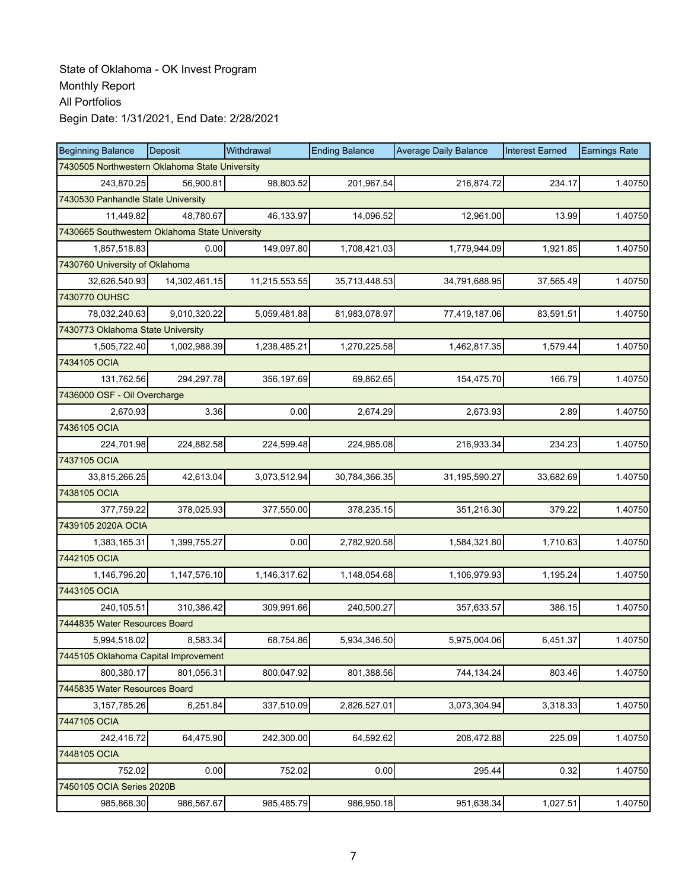State of Oklahoma - OK Invest Program
Monthly Report
All Portfolios
Begin Date: 1/31/2021, End Date: 2/28/2021

| Beginning Balance | Deposit | Withdrawal | Ending Balance | Average Daily Balance | Interest Earned | Earnings Rate |
|---|---|---|---|---|---|---|
| 7430505 Northwestern Oklahoma State University | | | | | | |
| 243,870.25 | 56,900.81 | 98,803.52 | 201,967.54 | 216,874.72 | 234.17 | 1.40750 |
| 7430530 Panhandle State University | | | | | | |
| 11,449.82 | 48,780.67 | 46,133.97 | 14,096.52 | 12,961.00 | 13.99 | 1.40750 |
| 7430665 Southwestern Oklahoma State University | | | | | | |
| 1,857,518.83 | 0.00 | 149,097.80 | 1,708,421.03 | 1,779,944.09 | 1,921.85 | 1.40750 |
| 7430760 University of Oklahoma | | | | | | |
| 32,626,540.93 | 14,302,461.15 | 11,215,553.55 | 35,713,448.53 | 34,791,688.95 | 37,565.49 | 1.40750 |
| 7430770 OUHSC | | | | | | |
| 78,032,240.63 | 9,010,320.22 | 5,059,481.88 | 81,983,078.97 | 77,419,187.06 | 83,591.51 | 1.40750 |
| 7430773 Oklahoma State University | | | | | | |
| 1,505,722.40 | 1,002,988.39 | 1,238,485.21 | 1,270,225.58 | 1,462,817.35 | 1,579.44 | 1.40750 |
| 7434105 OCIA | | | | | | |
| 131,762.56 | 294,297.78 | 356,197.69 | 69,862.65 | 154,475.70 | 166.79 | 1.40750 |
| 7436000 OSF - Oil Overcharge | | | | | | |
| 2,670.93 | 3.36 | 0.00 | 2,674.29 | 2,673.93 | 2.89 | 1.40750 |
| 7436105 OCIA | | | | | | |
| 224,701.98 | 224,882.58 | 224,599.48 | 224,985.08 | 216,933.34 | 234.23 | 1.40750 |
| 7437105 OCIA | | | | | | |
| 33,815,266.25 | 42,613.04 | 3,073,512.94 | 30,784,366.35 | 31,195,590.27 | 33,682.69 | 1.40750 |
| 7438105 OCIA | | | | | | |
| 377,759.22 | 378,025.93 | 377,550.00 | 378,235.15 | 351,216.30 | 379.22 | 1.40750 |
| 7439105 2020A OCIA | | | | | | |
| 1,383,165.31 | 1,399,755.27 | 0.00 | 2,782,920.58 | 1,584,321.80 | 1,710.63 | 1.40750 |
| 7442105 OCIA | | | | | | |
| 1,146,796.20 | 1,147,576.10 | 1,146,317.62 | 1,148,054.68 | 1,106,979.93 | 1,195.24 | 1.40750 |
| 7443105 OCIA | | | | | | |
| 240,105.51 | 310,386.42 | 309,991.66 | 240,500.27 | 357,633.57 | 386.15 | 1.40750 |
| 7444835 Water Resources Board | | | | | | |
| 5,994,518.02 | 8,583.34 | 68,754.86 | 5,934,346.50 | 5,975,004.06 | 6,451.37 | 1.40750 |
| 7445105 Oklahoma Capital Improvement | | | | | | |
| 800,380.17 | 801,056.31 | 800,047.92 | 801,388.56 | 744,134.24 | 803.46 | 1.40750 |
| 7445835 Water Resources Board | | | | | | |
| 3,157,785.26 | 6,251.84 | 337,510.09 | 2,826,527.01 | 3,073,304.94 | 3,318.33 | 1.40750 |
| 7447105 OCIA | | | | | | |
| 242,416.72 | 64,475.90 | 242,300.00 | 64,592.62 | 208,472.88 | 225.09 | 1.40750 |
| 7448105 OCIA | | | | | | |
| 752.02 | 0.00 | 752.02 | 0.00 | 295.44 | 0.32 | 1.40750 |
| 7450105 OCIA Series 2020B | | | | | | |
| 985,868.30 | 986,567.67 | 985,485.79 | 986,950.18 | 951,638.34 | 1,027.51 | 1.40750 |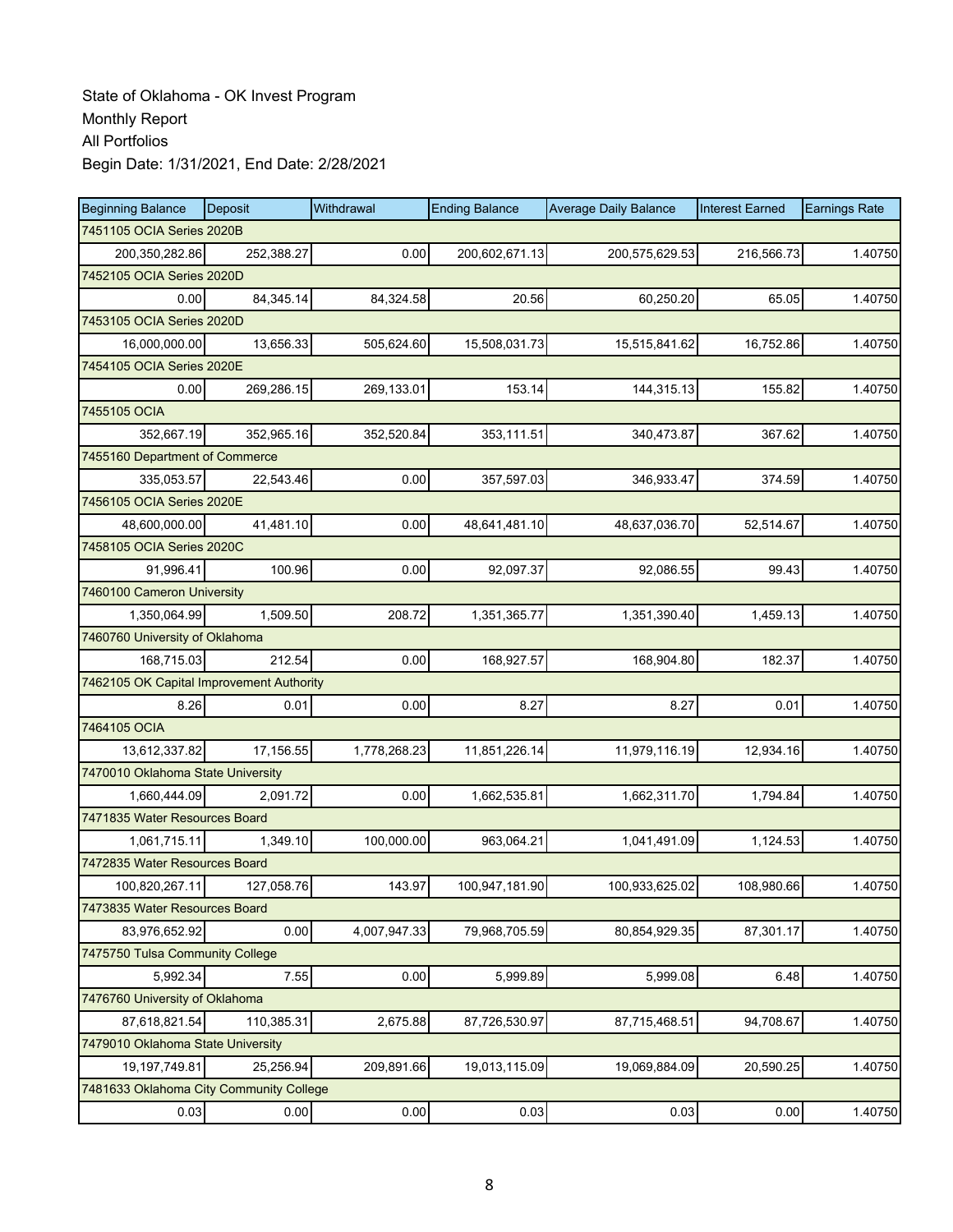State of Oklahoma - OK Invest Program
Monthly Report
All Portfolios
Begin Date: 1/31/2021, End Date: 2/28/2021

| Beginning Balance | Deposit | Withdrawal | Ending Balance | Average Daily Balance | Interest Earned | Earnings Rate |
|---|---|---|---|---|---|---|
| 7451105 OCIA Series 2020B | | | | | | |
| 200,350,282.86 | 252,388.27 | 0.00 | 200,602,671.13 | 200,575,629.53 | 216,566.73 | 1.40750 |
| 7452105 OCIA Series 2020D | | | | | | |
| 0.00 | 84,345.14 | 84,324.58 | 20.56 | 60,250.20 | 65.05 | 1.40750 |
| 7453105 OCIA Series 2020D | | | | | | |
| 16,000,000.00 | 13,656.33 | 505,624.60 | 15,508,031.73 | 15,515,841.62 | 16,752.86 | 1.40750 |
| 7454105 OCIA Series 2020E | | | | | | |
| 0.00 | 269,286.15 | 269,133.01 | 153.14 | 144,315.13 | 155.82 | 1.40750 |
| 7455105 OCIA | | | | | | |
| 352,667.19 | 352,965.16 | 352,520.84 | 353,111.51 | 340,473.87 | 367.62 | 1.40750 |
| 7455160 Department of Commerce | | | | | | |
| 335,053.57 | 22,543.46 | 0.00 | 357,597.03 | 346,933.47 | 374.59 | 1.40750 |
| 7456105 OCIA Series 2020E | | | | | | |
| 48,600,000.00 | 41,481.10 | 0.00 | 48,641,481.10 | 48,637,036.70 | 52,514.67 | 1.40750 |
| 7458105 OCIA Series 2020C | | | | | | |
| 91,996.41 | 100.96 | 0.00 | 92,097.37 | 92,086.55 | 99.43 | 1.40750 |
| 7460100 Cameron University | | | | | | |
| 1,350,064.99 | 1,509.50 | 208.72 | 1,351,365.77 | 1,351,390.40 | 1,459.13 | 1.40750 |
| 7460760 University of Oklahoma | | | | | | |
| 168,715.03 | 212.54 | 0.00 | 168,927.57 | 168,904.80 | 182.37 | 1.40750 |
| 7462105 OK Capital Improvement Authority | | | | | | |
| 8.26 | 0.01 | 0.00 | 8.27 | 8.27 | 0.01 | 1.40750 |
| 7464105 OCIA | | | | | | |
| 13,612,337.82 | 17,156.55 | 1,778,268.23 | 11,851,226.14 | 11,979,116.19 | 12,934.16 | 1.40750 |
| 7470010 Oklahoma State University | | | | | | |
| 1,660,444.09 | 2,091.72 | 0.00 | 1,662,535.81 | 1,662,311.70 | 1,794.84 | 1.40750 |
| 7471835 Water Resources Board | | | | | | |
| 1,061,715.11 | 1,349.10 | 100,000.00 | 963,064.21 | 1,041,491.09 | 1,124.53 | 1.40750 |
| 7472835 Water Resources Board | | | | | | |
| 100,820,267.11 | 127,058.76 | 143.97 | 100,947,181.90 | 100,933,625.02 | 108,980.66 | 1.40750 |
| 7473835 Water Resources Board | | | | | | |
| 83,976,652.92 | 0.00 | 4,007,947.33 | 79,968,705.59 | 80,854,929.35 | 87,301.17 | 1.40750 |
| 7475750 Tulsa Community College | | | | | | |
| 5,992.34 | 7.55 | 0.00 | 5,999.89 | 5,999.08 | 6.48 | 1.40750 |
| 7476760 University of Oklahoma | | | | | | |
| 87,618,821.54 | 110,385.31 | 2,675.88 | 87,726,530.97 | 87,715,468.51 | 94,708.67 | 1.40750 |
| 7479010 Oklahoma State University | | | | | | |
| 19,197,749.81 | 25,256.94 | 209,891.66 | 19,013,115.09 | 19,069,884.09 | 20,590.25 | 1.40750 |
| 7481633 Oklahoma City Community College | | | | | | |
| 0.03 | 0.00 | 0.00 | 0.03 | 0.03 | 0.00 | 1.40750 |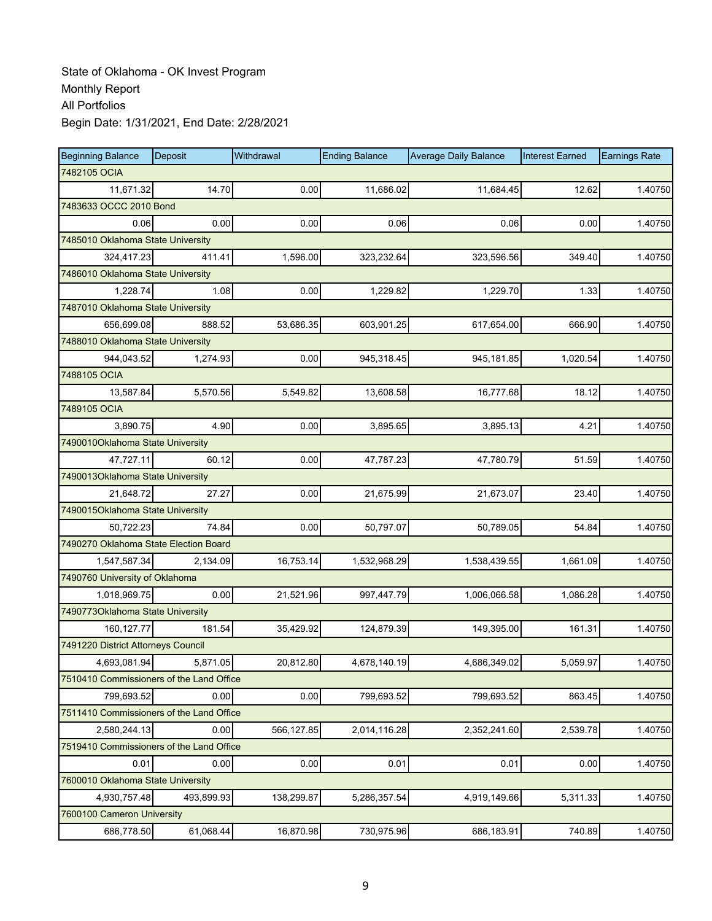State of Oklahoma - OK Invest Program
Monthly Report
All Portfolios
Begin Date: 1/31/2021, End Date: 2/28/2021

| Beginning Balance | Deposit | Withdrawal | Ending Balance | Average Daily Balance | Interest Earned | Earnings Rate |
|---|---|---|---|---|---|---|
| 7482105 OCIA | | | | | | |
| 11,671.32 | 14.70 | 0.00 | 11,686.02 | 11,684.45 | 12.62 | 1.40750 |
| 7483633 OCCC 2010 Bond | | | | | | |
| 0.06 | 0.00 | 0.00 | 0.06 | 0.06 | 0.00 | 1.40750 |
| 7485010 Oklahoma State University | | | | | | |
| 324,417.23 | 411.41 | 1,596.00 | 323,232.64 | 323,596.56 | 349.40 | 1.40750 |
| 7486010 Oklahoma State University | | | | | | |
| 1,228.74 | 1.08 | 0.00 | 1,229.82 | 1,229.70 | 1.33 | 1.40750 |
| 7487010 Oklahoma State University | | | | | | |
| 656,699.08 | 888.52 | 53,686.35 | 603,901.25 | 617,654.00 | 666.90 | 1.40750 |
| 7488010 Oklahoma State University | | | | | | |
| 944,043.52 | 1,274.93 | 0.00 | 945,318.45 | 945,181.85 | 1,020.54 | 1.40750 |
| 7488105 OCIA | | | | | | |
| 13,587.84 | 5,570.56 | 5,549.82 | 13,608.58 | 16,777.68 | 18.12 | 1.40750 |
| 7489105 OCIA | | | | | | |
| 3,890.75 | 4.90 | 0.00 | 3,895.65 | 3,895.13 | 4.21 | 1.40750 |
| 7490010Oklahoma State University | | | | | | |
| 47,727.11 | 60.12 | 0.00 | 47,787.23 | 47,780.79 | 51.59 | 1.40750 |
| 7490013Oklahoma State University | | | | | | |
| 21,648.72 | 27.27 | 0.00 | 21,675.99 | 21,673.07 | 23.40 | 1.40750 |
| 7490015Oklahoma State University | | | | | | |
| 50,722.23 | 74.84 | 0.00 | 50,797.07 | 50,789.05 | 54.84 | 1.40750 |
| 7490270 Oklahoma State Election Board | | | | | | |
| 1,547,587.34 | 2,134.09 | 16,753.14 | 1,532,968.29 | 1,538,439.55 | 1,661.09 | 1.40750 |
| 7490760 University of Oklahoma | | | | | | |
| 1,018,969.75 | 0.00 | 21,521.96 | 997,447.79 | 1,006,066.58 | 1,086.28 | 1.40750 |
| 7490773Oklahoma State University | | | | | | |
| 160,127.77 | 181.54 | 35,429.92 | 124,879.39 | 149,395.00 | 161.31 | 1.40750 |
| 7491220 District Attorneys Council | | | | | | |
| 4,693,081.94 | 5,871.05 | 20,812.80 | 4,678,140.19 | 4,686,349.02 | 5,059.97 | 1.40750 |
| 7510410 Commissioners of the Land Office | | | | | | |
| 799,693.52 | 0.00 | 0.00 | 799,693.52 | 799,693.52 | 863.45 | 1.40750 |
| 7511410 Commissioners of the Land Office | | | | | | |
| 2,580,244.13 | 0.00 | 566,127.85 | 2,014,116.28 | 2,352,241.60 | 2,539.78 | 1.40750 |
| 7519410 Commissioners of the Land Office | | | | | | |
| 0.01 | 0.00 | 0.00 | 0.01 | 0.01 | 0.00 | 1.40750 |
| 7600010 Oklahoma State University | | | | | | |
| 4,930,757.48 | 493,899.93 | 138,299.87 | 5,286,357.54 | 4,919,149.66 | 5,311.33 | 1.40750 |
| 7600100 Cameron University | | | | | | |
| 686,778.50 | 61,068.44 | 16,870.98 | 730,975.96 | 686,183.91 | 740.89 | 1.40750 |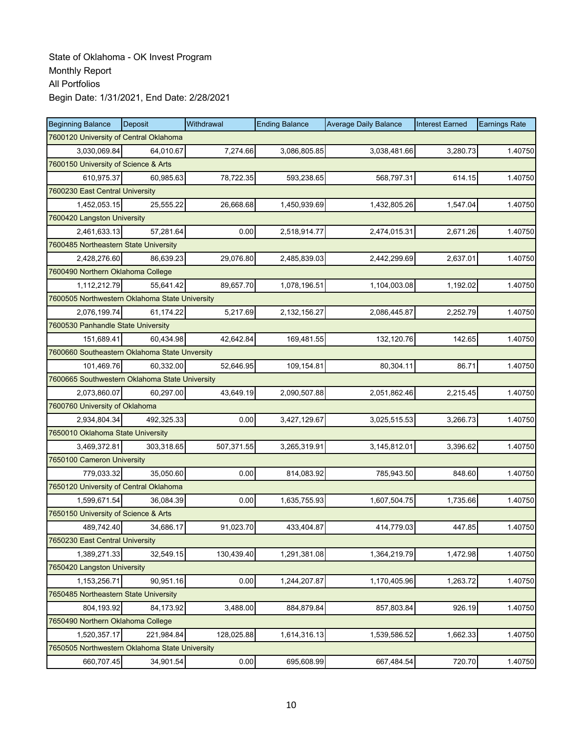State of Oklahoma - OK Invest Program
Monthly Report
All Portfolios
Begin Date: 1/31/2021, End Date: 2/28/2021

| Beginning Balance | Deposit | Withdrawal | Ending Balance | Average Daily Balance | Interest Earned | Earnings Rate |
|---|---|---|---|---|---|---|
| 7600120 University of Central Oklahoma | | | | | | |
| 3,030,069.84 | 64,010.67 | 7,274.66 | 3,086,805.85 | 3,038,481.66 | 3,280.73 | 1.40750 |
| 7600150 University of Science & Arts | | | | | | |
| 610,975.37 | 60,985.63 | 78,722.35 | 593,238.65 | 568,797.31 | 614.15 | 1.40750 |
| 7600230 East Central University | | | | | | |
| 1,452,053.15 | 25,555.22 | 26,668.68 | 1,450,939.69 | 1,432,805.26 | 1,547.04 | 1.40750 |
| 7600420 Langston University | | | | | | |
| 2,461,633.13 | 57,281.64 | 0.00 | 2,518,914.77 | 2,474,015.31 | 2,671.26 | 1.40750 |
| 7600485 Northeastern State University | | | | | | |
| 2,428,276.60 | 86,639.23 | 29,076.80 | 2,485,839.03 | 2,442,299.69 | 2,637.01 | 1.40750 |
| 7600490 Northern Oklahoma College | | | | | | |
| 1,112,212.79 | 55,641.42 | 89,657.70 | 1,078,196.51 | 1,104,003.08 | 1,192.02 | 1.40750 |
| 7600505 Northwestern Oklahoma State University | | | | | | |
| 2,076,199.74 | 61,174.22 | 5,217.69 | 2,132,156.27 | 2,086,445.87 | 2,252.79 | 1.40750 |
| 7600530 Panhandle State University | | | | | | |
| 151,689.41 | 60,434.98 | 42,642.84 | 169,481.55 | 132,120.76 | 142.65 | 1.40750 |
| 7600660 Southeastern Oklahoma State Unversity | | | | | | |
| 101,469.76 | 60,332.00 | 52,646.95 | 109,154.81 | 80,304.11 | 86.71 | 1.40750 |
| 7600665 Southwestern Oklahoma State University | | | | | | |
| 2,073,860.07 | 60,297.00 | 43,649.19 | 2,090,507.88 | 2,051,862.46 | 2,215.45 | 1.40750 |
| 7600760 University of Oklahoma | | | | | | |
| 2,934,804.34 | 492,325.33 | 0.00 | 3,427,129.67 | 3,025,515.53 | 3,266.73 | 1.40750 |
| 7650010 Oklahoma State University | | | | | | |
| 3,469,372.81 | 303,318.65 | 507,371.55 | 3,265,319.91 | 3,145,812.01 | 3,396.62 | 1.40750 |
| 7650100 Cameron University | | | | | | |
| 779,033.32 | 35,050.60 | 0.00 | 814,083.92 | 785,943.50 | 848.60 | 1.40750 |
| 7650120 University of Central Oklahoma | | | | | | |
| 1,599,671.54 | 36,084.39 | 0.00 | 1,635,755.93 | 1,607,504.75 | 1,735.66 | 1.40750 |
| 7650150 University of Science & Arts | | | | | | |
| 489,742.40 | 34,686.17 | 91,023.70 | 433,404.87 | 414,779.03 | 447.85 | 1.40750 |
| 7650230 East Central University | | | | | | |
| 1,389,271.33 | 32,549.15 | 130,439.40 | 1,291,381.08 | 1,364,219.79 | 1,472.98 | 1.40750 |
| 7650420 Langston University | | | | | | |
| 1,153,256.71 | 90,951.16 | 0.00 | 1,244,207.87 | 1,170,405.96 | 1,263.72 | 1.40750 |
| 7650485 Northeastern State University | | | | | | |
| 804,193.92 | 84,173.92 | 3,488.00 | 884,879.84 | 857,803.84 | 926.19 | 1.40750 |
| 7650490 Northern Oklahoma College | | | | | | |
| 1,520,357.17 | 221,984.84 | 128,025.88 | 1,614,316.13 | 1,539,586.52 | 1,662.33 | 1.40750 |
| 7650505 Northwestern Oklahoma State University | | | | | | |
| 660,707.45 | 34,901.54 | 0.00 | 695,608.99 | 667,484.54 | 720.70 | 1.40750 |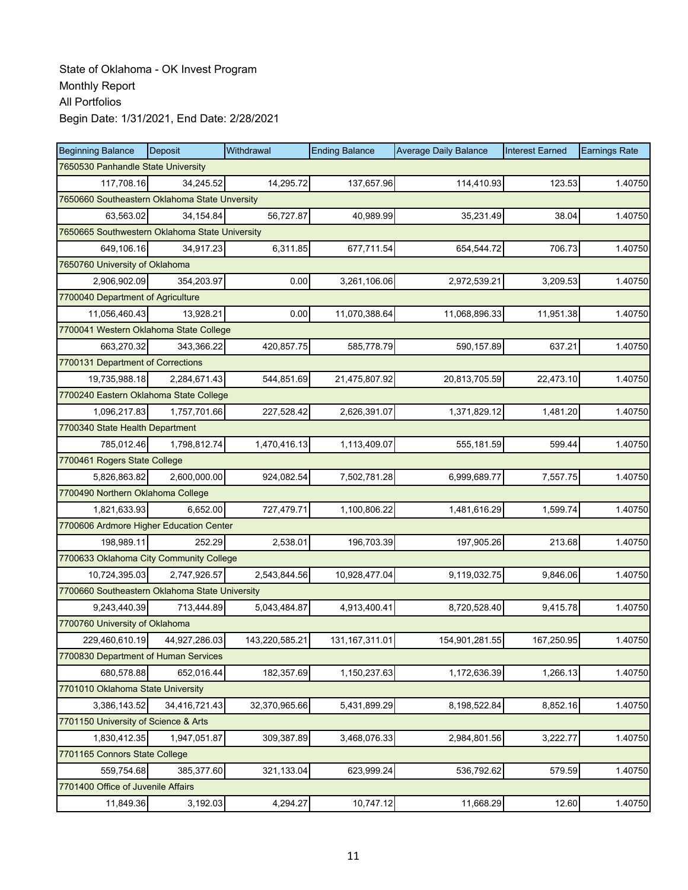State of Oklahoma - OK Invest Program
Monthly Report
All Portfolios
Begin Date: 1/31/2021, End Date: 2/28/2021

| Beginning Balance | Deposit | Withdrawal | Ending Balance | Average Daily Balance | Interest Earned | Earnings Rate |
|---|---|---|---|---|---|---|
| 7650530 Panhandle State University | | | | | | |
| 117,708.16 | 34,245.52 | 14,295.72 | 137,657.96 | 114,410.93 | 123.53 | 1.40750 |
| 7650660 Southeastern Oklahoma State Unversity | | | | | | |
| 63,563.02 | 34,154.84 | 56,727.87 | 40,989.99 | 35,231.49 | 38.04 | 1.40750 |
| 7650665 Southwestern Oklahoma State University | | | | | | |
| 649,106.16 | 34,917.23 | 6,311.85 | 677,711.54 | 654,544.72 | 706.73 | 1.40750 |
| 7650760 University of Oklahoma | | | | | | |
| 2,906,902.09 | 354,203.97 | 0.00 | 3,261,106.06 | 2,972,539.21 | 3,209.53 | 1.40750 |
| 7700040 Department of Agriculture | | | | | | |
| 11,056,460.43 | 13,928.21 | 0.00 | 11,070,388.64 | 11,068,896.33 | 11,951.38 | 1.40750 |
| 7700041 Western Oklahoma State College | | | | | | |
| 663,270.32 | 343,366.22 | 420,857.75 | 585,778.79 | 590,157.89 | 637.21 | 1.40750 |
| 7700131 Department of Corrections | | | | | | |
| 19,735,988.18 | 2,284,671.43 | 544,851.69 | 21,475,807.92 | 20,813,705.59 | 22,473.10 | 1.40750 |
| 7700240 Eastern Oklahoma State College | | | | | | |
| 1,096,217.83 | 1,757,701.66 | 227,528.42 | 2,626,391.07 | 1,371,829.12 | 1,481.20 | 1.40750 |
| 7700340 State Health Department | | | | | | |
| 785,012.46 | 1,798,812.74 | 1,470,416.13 | 1,113,409.07 | 555,181.59 | 599.44 | 1.40750 |
| 7700461 Rogers State College | | | | | | |
| 5,826,863.82 | 2,600,000.00 | 924,082.54 | 7,502,781.28 | 6,999,689.77 | 7,557.75 | 1.40750 |
| 7700490 Northern Oklahoma College | | | | | | |
| 1,821,633.93 | 6,652.00 | 727,479.71 | 1,100,806.22 | 1,481,616.29 | 1,599.74 | 1.40750 |
| 7700606 Ardmore Higher Education Center | | | | | | |
| 198,989.11 | 252.29 | 2,538.01 | 196,703.39 | 197,905.26 | 213.68 | 1.40750 |
| 7700633 Oklahoma City Community College | | | | | | |
| 10,724,395.03 | 2,747,926.57 | 2,543,844.56 | 10,928,477.04 | 9,119,032.75 | 9,846.06 | 1.40750 |
| 7700660 Southeastern Oklahoma State University | | | | | | |
| 9,243,440.39 | 713,444.89 | 5,043,484.87 | 4,913,400.41 | 8,720,528.40 | 9,415.78 | 1.40750 |
| 7700760 University of Oklahoma | | | | | | |
| 229,460,610.19 | 44,927,286.03 | 143,220,585.21 | 131,167,311.01 | 154,901,281.55 | 167,250.95 | 1.40750 |
| 7700830 Department of Human Services | | | | | | |
| 680,578.88 | 652,016.44 | 182,357.69 | 1,150,237.63 | 1,172,636.39 | 1,266.13 | 1.40750 |
| 7701010 Oklahoma State University | | | | | | |
| 3,386,143.52 | 34,416,721.43 | 32,370,965.66 | 5,431,899.29 | 8,198,522.84 | 8,852.16 | 1.40750 |
| 7701150 University of Science & Arts | | | | | | |
| 1,830,412.35 | 1,947,051.87 | 309,387.89 | 3,468,076.33 | 2,984,801.56 | 3,222.77 | 1.40750 |
| 7701165 Connors State College | | | | | | |
| 559,754.68 | 385,377.60 | 321,133.04 | 623,999.24 | 536,792.62 | 579.59 | 1.40750 |
| 7701400 Office of Juvenile Affairs | | | | | | |
| 11,849.36 | 3,192.03 | 4,294.27 | 10,747.12 | 11,668.29 | 12.60 | 1.40750 |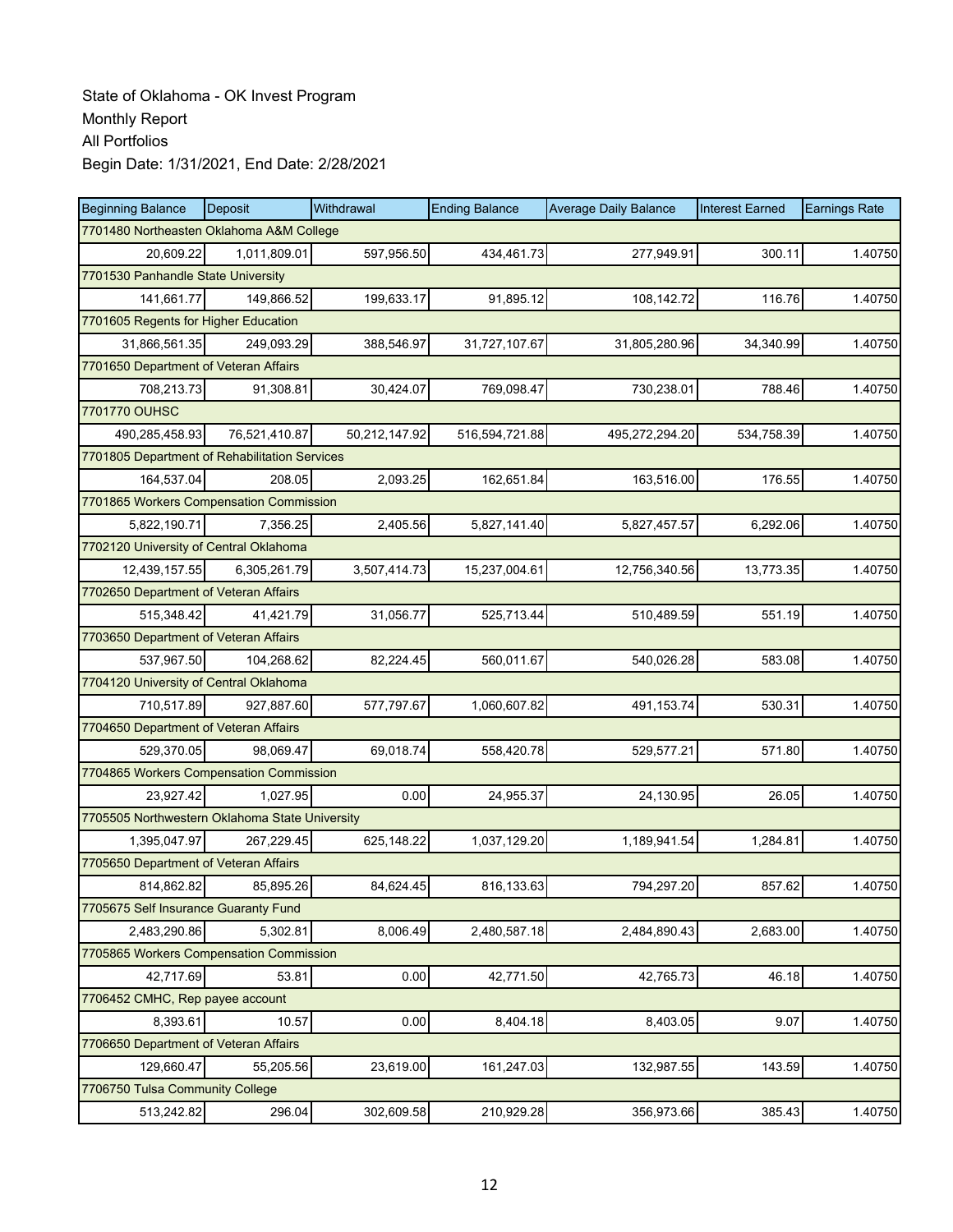State of Oklahoma - OK Invest Program
Monthly Report
All Portfolios
Begin Date: 1/31/2021, End Date: 2/28/2021

| Beginning Balance | Deposit | Withdrawal | Ending Balance | Average Daily Balance | Interest Earned | Earnings Rate |
|---|---|---|---|---|---|---|
| 7701480 Northeasten Oklahoma A&M College | | | | | | |
| 20,609.22 | 1,011,809.01 | 597,956.50 | 434,461.73 | 277,949.91 | 300.11 | 1.40750 |
| 7701530 Panhandle State University | | | | | | |
| 141,661.77 | 149,866.52 | 199,633.17 | 91,895.12 | 108,142.72 | 116.76 | 1.40750 |
| 7701605 Regents for Higher Education | | | | | | |
| 31,866,561.35 | 249,093.29 | 388,546.97 | 31,727,107.67 | 31,805,280.96 | 34,340.99 | 1.40750 |
| 7701650 Department of Veteran Affairs | | | | | | |
| 708,213.73 | 91,308.81 | 30,424.07 | 769,098.47 | 730,238.01 | 788.46 | 1.40750 |
| 7701770 OUHSC | | | | | | |
| 490,285,458.93 | 76,521,410.87 | 50,212,147.92 | 516,594,721.88 | 495,272,294.20 | 534,758.39 | 1.40750 |
| 7701805 Department of Rehabilitation Services | | | | | | |
| 164,537.04 | 208.05 | 2,093.25 | 162,651.84 | 163,516.00 | 176.55 | 1.40750 |
| 7701865 Workers Compensation Commission | | | | | | |
| 5,822,190.71 | 7,356.25 | 2,405.56 | 5,827,141.40 | 5,827,457.57 | 6,292.06 | 1.40750 |
| 7702120 University of Central Oklahoma | | | | | | |
| 12,439,157.55 | 6,305,261.79 | 3,507,414.73 | 15,237,004.61 | 12,756,340.56 | 13,773.35 | 1.40750 |
| 7702650 Department of Veteran Affairs | | | | | | |
| 515,348.42 | 41,421.79 | 31,056.77 | 525,713.44 | 510,489.59 | 551.19 | 1.40750 |
| 7703650 Department of Veteran Affairs | | | | | | |
| 537,967.50 | 104,268.62 | 82,224.45 | 560,011.67 | 540,026.28 | 583.08 | 1.40750 |
| 7704120 University of Central Oklahoma | | | | | | |
| 710,517.89 | 927,887.60 | 577,797.67 | 1,060,607.82 | 491,153.74 | 530.31 | 1.40750 |
| 7704650 Department of Veteran Affairs | | | | | | |
| 529,370.05 | 98,069.47 | 69,018.74 | 558,420.78 | 529,577.21 | 571.80 | 1.40750 |
| 7704865 Workers Compensation Commission | | | | | | |
| 23,927.42 | 1,027.95 | 0.00 | 24,955.37 | 24,130.95 | 26.05 | 1.40750 |
| 7705505 Northwestern Oklahoma State University | | | | | | |
| 1,395,047.97 | 267,229.45 | 625,148.22 | 1,037,129.20 | 1,189,941.54 | 1,284.81 | 1.40750 |
| 7705650 Department of Veteran Affairs | | | | | | |
| 814,862.82 | 85,895.26 | 84,624.45 | 816,133.63 | 794,297.20 | 857.62 | 1.40750 |
| 7705675 Self Insurance Guaranty Fund | | | | | | |
| 2,483,290.86 | 5,302.81 | 8,006.49 | 2,480,587.18 | 2,484,890.43 | 2,683.00 | 1.40750 |
| 7705865 Workers Compensation Commission | | | | | | |
| 42,717.69 | 53.81 | 0.00 | 42,771.50 | 42,765.73 | 46.18 | 1.40750 |
| 7706452 CMHC, Rep payee account | | | | | | |
| 8,393.61 | 10.57 | 0.00 | 8,404.18 | 8,403.05 | 9.07 | 1.40750 |
| 7706650 Department of Veteran Affairs | | | | | | |
| 129,660.47 | 55,205.56 | 23,619.00 | 161,247.03 | 132,987.55 | 143.59 | 1.40750 |
| 7706750 Tulsa Community College | | | | | | |
| 513,242.82 | 296.04 | 302,609.58 | 210,929.28 | 356,973.66 | 385.43 | 1.40750 |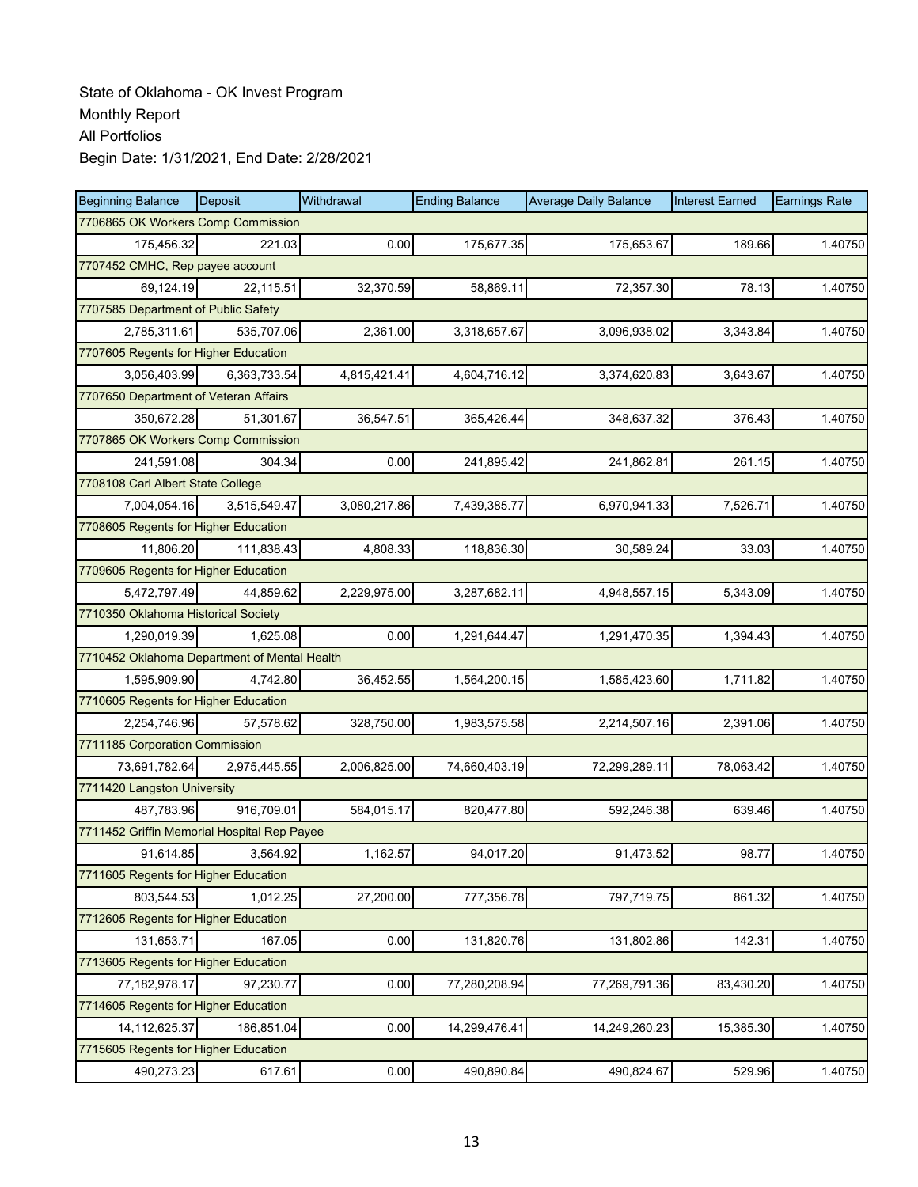State of Oklahoma - OK Invest Program
Monthly Report
All Portfolios
Begin Date: 1/31/2021, End Date: 2/28/2021

| Beginning Balance | Deposit | Withdrawal | Ending Balance | Average Daily Balance | Interest Earned | Earnings Rate |
|---|---|---|---|---|---|---|
| 7706865 OK Workers Comp Commission | | | | | | |
| 175,456.32 | 221.03 | 0.00 | 175,677.35 | 175,653.67 | 189.66 | 1.40750 |
| 7707452 CMHC, Rep payee account | | | | | | |
| 69,124.19 | 22,115.51 | 32,370.59 | 58,869.11 | 72,357.30 | 78.13 | 1.40750 |
| 7707585 Department of Public Safety | | | | | | |
| 2,785,311.61 | 535,707.06 | 2,361.00 | 3,318,657.67 | 3,096,938.02 | 3,343.84 | 1.40750 |
| 7707605 Regents for Higher Education | | | | | | |
| 3,056,403.99 | 6,363,733.54 | 4,815,421.41 | 4,604,716.12 | 3,374,620.83 | 3,643.67 | 1.40750 |
| 7707650 Department of Veteran Affairs | | | | | | |
| 350,672.28 | 51,301.67 | 36,547.51 | 365,426.44 | 348,637.32 | 376.43 | 1.40750 |
| 7707865 OK Workers Comp Commission | | | | | | |
| 241,591.08 | 304.34 | 0.00 | 241,895.42 | 241,862.81 | 261.15 | 1.40750 |
| 7708108 Carl Albert State College | | | | | | |
| 7,004,054.16 | 3,515,549.47 | 3,080,217.86 | 7,439,385.77 | 6,970,941.33 | 7,526.71 | 1.40750 |
| 7708605 Regents for Higher Education | | | | | | |
| 11,806.20 | 111,838.43 | 4,808.33 | 118,836.30 | 30,589.24 | 33.03 | 1.40750 |
| 7709605 Regents for Higher Education | | | | | | |
| 5,472,797.49 | 44,859.62 | 2,229,975.00 | 3,287,682.11 | 4,948,557.15 | 5,343.09 | 1.40750 |
| 7710350 Oklahoma Historical Society | | | | | | |
| 1,290,019.39 | 1,625.08 | 0.00 | 1,291,644.47 | 1,291,470.35 | 1,394.43 | 1.40750 |
| 7710452 Oklahoma Department of Mental Health | | | | | | |
| 1,595,909.90 | 4,742.80 | 36,452.55 | 1,564,200.15 | 1,585,423.60 | 1,711.82 | 1.40750 |
| 7710605 Regents for Higher Education | | | | | | |
| 2,254,746.96 | 57,578.62 | 328,750.00 | 1,983,575.58 | 2,214,507.16 | 2,391.06 | 1.40750 |
| 7711185 Corporation Commission | | | | | | |
| 73,691,782.64 | 2,975,445.55 | 2,006,825.00 | 74,660,403.19 | 72,299,289.11 | 78,063.42 | 1.40750 |
| 7711420 Langston University | | | | | | |
| 487,783.96 | 916,709.01 | 584,015.17 | 820,477.80 | 592,246.38 | 639.46 | 1.40750 |
| 7711452 Griffin Memorial Hospital Rep Payee | | | | | | |
| 91,614.85 | 3,564.92 | 1,162.57 | 94,017.20 | 91,473.52 | 98.77 | 1.40750 |
| 7711605 Regents for Higher Education | | | | | | |
| 803,544.53 | 1,012.25 | 27,200.00 | 777,356.78 | 797,719.75 | 861.32 | 1.40750 |
| 7712605 Regents for Higher Education | | | | | | |
| 131,653.71 | 167.05 | 0.00 | 131,820.76 | 131,802.86 | 142.31 | 1.40750 |
| 7713605 Regents for Higher Education | | | | | | |
| 77,182,978.17 | 97,230.77 | 0.00 | 77,280,208.94 | 77,269,791.36 | 83,430.20 | 1.40750 |
| 7714605 Regents for Higher Education | | | | | | |
| 14,112,625.37 | 186,851.04 | 0.00 | 14,299,476.41 | 14,249,260.23 | 15,385.30 | 1.40750 |
| 7715605 Regents for Higher Education | | | | | | |
| 490,273.23 | 617.61 | 0.00 | 490,890.84 | 490,824.67 | 529.96 | 1.40750 |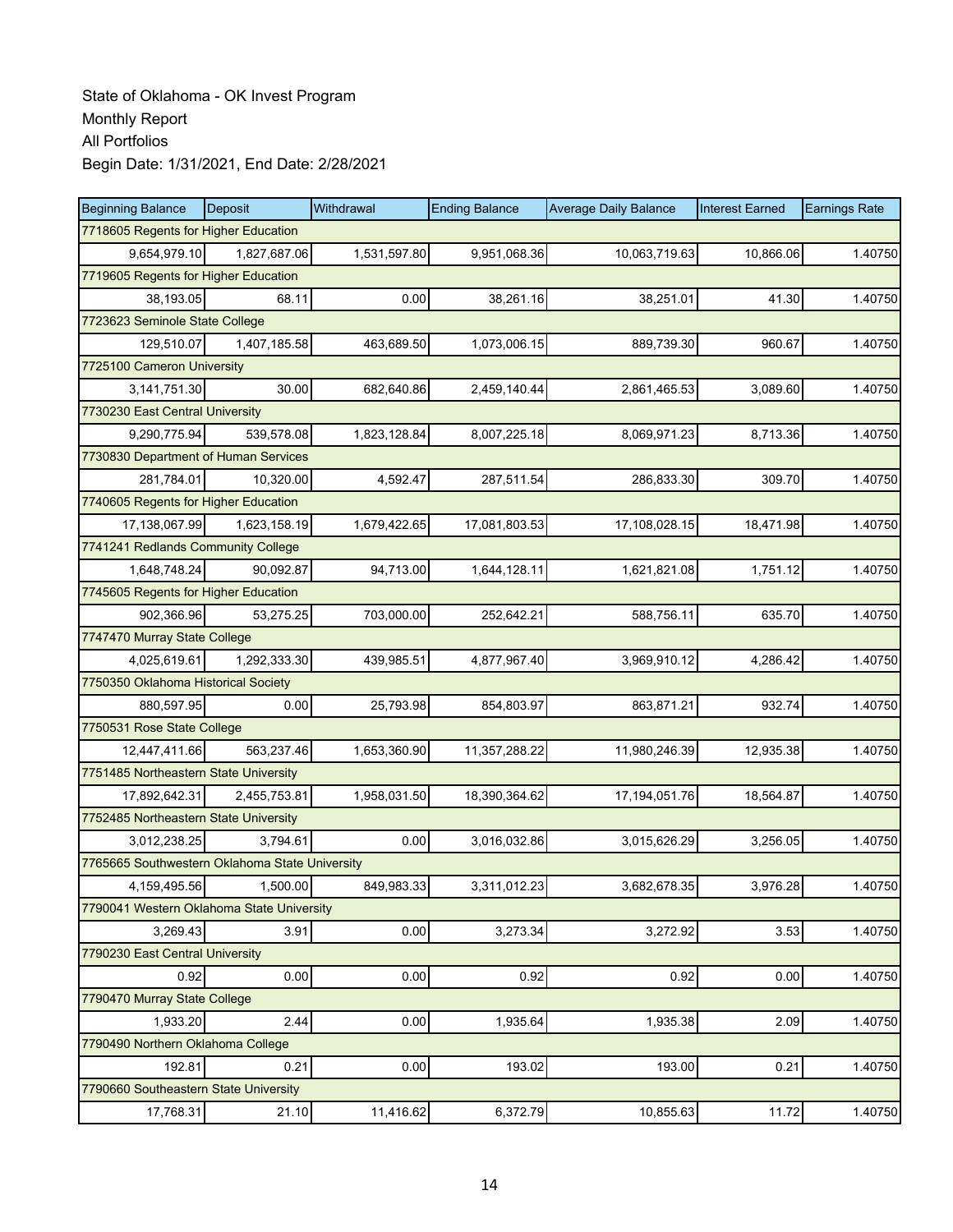State of Oklahoma - OK Invest Program
Monthly Report
All Portfolios
Begin Date: 1/31/2021, End Date: 2/28/2021

| Beginning Balance | Deposit | Withdrawal | Ending Balance | Average Daily Balance | Interest Earned | Earnings Rate |
|---|---|---|---|---|---|---|
| 7718605 Regents for Higher Education | | | | | | |
| 9,654,979.10 | 1,827,687.06 | 1,531,597.80 | 9,951,068.36 | 10,063,719.63 | 10,866.06 | 1.40750 |
| 7719605 Regents for Higher Education | | | | | | |
| 38,193.05 | 68.11 | 0.00 | 38,261.16 | 38,251.01 | 41.30 | 1.40750 |
| 7723623 Seminole State College | | | | | | |
| 129,510.07 | 1,407,185.58 | 463,689.50 | 1,073,006.15 | 889,739.30 | 960.67 | 1.40750 |
| 7725100 Cameron University | | | | | | |
| 3,141,751.30 | 30.00 | 682,640.86 | 2,459,140.44 | 2,861,465.53 | 3,089.60 | 1.40750 |
| 7730230 East Central University | | | | | | |
| 9,290,775.94 | 539,578.08 | 1,823,128.84 | 8,007,225.18 | 8,069,971.23 | 8,713.36 | 1.40750 |
| 7730830 Department of Human Services | | | | | | |
| 281,784.01 | 10,320.00 | 4,592.47 | 287,511.54 | 286,833.30 | 309.70 | 1.40750 |
| 7740605 Regents for Higher Education | | | | | | |
| 17,138,067.99 | 1,623,158.19 | 1,679,422.65 | 17,081,803.53 | 17,108,028.15 | 18,471.98 | 1.40750 |
| 7741241 Redlands Community College | | | | | | |
| 1,648,748.24 | 90,092.87 | 94,713.00 | 1,644,128.11 | 1,621,821.08 | 1,751.12 | 1.40750 |
| 7745605 Regents for Higher Education | | | | | | |
| 902,366.96 | 53,275.25 | 703,000.00 | 252,642.21 | 588,756.11 | 635.70 | 1.40750 |
| 7747470 Murray State College | | | | | | |
| 4,025,619.61 | 1,292,333.30 | 439,985.51 | 4,877,967.40 | 3,969,910.12 | 4,286.42 | 1.40750 |
| 7750350 Oklahoma Historical Society | | | | | | |
| 880,597.95 | 0.00 | 25,793.98 | 854,803.97 | 863,871.21 | 932.74 | 1.40750 |
| 7750531 Rose State College | | | | | | |
| 12,447,411.66 | 563,237.46 | 1,653,360.90 | 11,357,288.22 | 11,980,246.39 | 12,935.38 | 1.40750 |
| 7751485 Northeastern State University | | | | | | |
| 17,892,642.31 | 2,455,753.81 | 1,958,031.50 | 18,390,364.62 | 17,194,051.76 | 18,564.87 | 1.40750 |
| 7752485 Northeastern State University | | | | | | |
| 3,012,238.25 | 3,794.61 | 0.00 | 3,016,032.86 | 3,015,626.29 | 3,256.05 | 1.40750 |
| 7765665 Southwestern Oklahoma State University | | | | | | |
| 4,159,495.56 | 1,500.00 | 849,983.33 | 3,311,012.23 | 3,682,678.35 | 3,976.28 | 1.40750 |
| 7790041 Western Oklahoma State University | | | | | | |
| 3,269.43 | 3.91 | 0.00 | 3,273.34 | 3,272.92 | 3.53 | 1.40750 |
| 7790230 East Central University | | | | | | |
| 0.92 | 0.00 | 0.00 | 0.92 | 0.92 | 0.00 | 1.40750 |
| 7790470 Murray State College | | | | | | |
| 1,933.20 | 2.44 | 0.00 | 1,935.64 | 1,935.38 | 2.09 | 1.40750 |
| 7790490 Northern Oklahoma College | | | | | | |
| 192.81 | 0.21 | 0.00 | 193.02 | 193.00 | 0.21 | 1.40750 |
| 7790660 Southeastern State University | | | | | | |
| 17,768.31 | 21.10 | 11,416.62 | 6,372.79 | 10,855.63 | 11.72 | 1.40750 |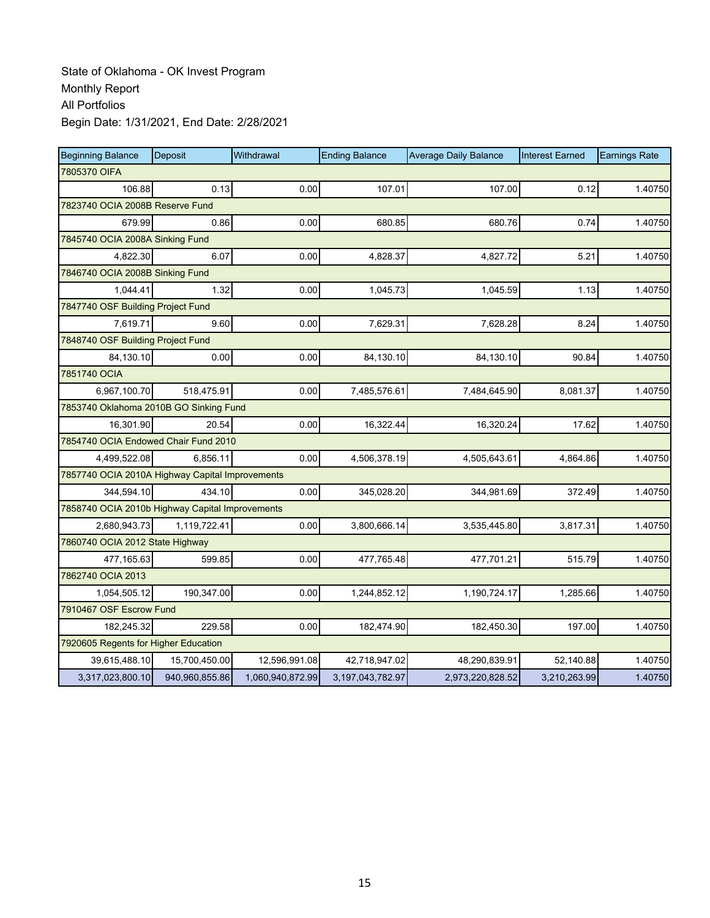State of Oklahoma - OK Invest Program
Monthly Report
All Portfolios
Begin Date: 1/31/2021, End Date: 2/28/2021

| Beginning Balance | Deposit | Withdrawal | Ending Balance | Average Daily Balance | Interest Earned | Earnings Rate |
|---|---|---|---|---|---|---|
| 7805370 OIFA | | | | | | |
| 106.88 | 0.13 | 0.00 | 107.01 | 107.00 | 0.12 | 1.40750 |
| 7823740 OCIA 2008B Reserve Fund | | | | | | |
| 679.99 | 0.86 | 0.00 | 680.85 | 680.76 | 0.74 | 1.40750 |
| 7845740 OCIA 2008A Sinking Fund | | | | | | |
| 4,822.30 | 6.07 | 0.00 | 4,828.37 | 4,827.72 | 5.21 | 1.40750 |
| 7846740 OCIA 2008B Sinking Fund | | | | | | |
| 1,044.41 | 1.32 | 0.00 | 1,045.73 | 1,045.59 | 1.13 | 1.40750 |
| 7847740 OSF Building Project Fund | | | | | | |
| 7,619.71 | 9.60 | 0.00 | 7,629.31 | 7,628.28 | 8.24 | 1.40750 |
| 7848740 OSF Building Project Fund | | | | | | |
| 84,130.10 | 0.00 | 0.00 | 84,130.10 | 84,130.10 | 90.84 | 1.40750 |
| 7851740 OCIA | | | | | | |
| 6,967,100.70 | 518,475.91 | 0.00 | 7,485,576.61 | 7,484,645.90 | 8,081.37 | 1.40750 |
| 7853740 Oklahoma 2010B GO Sinking Fund | | | | | | |
| 16,301.90 | 20.54 | 0.00 | 16,322.44 | 16,320.24 | 17.62 | 1.40750 |
| 7854740 OCIA Endowed Chair Fund 2010 | | | | | | |
| 4,499,522.08 | 6,856.11 | 0.00 | 4,506,378.19 | 4,505,643.61 | 4,864.86 | 1.40750 |
| 7857740 OCIA 2010A Highway Capital Improvements | | | | | | |
| 344,594.10 | 434.10 | 0.00 | 345,028.20 | 344,981.69 | 372.49 | 1.40750 |
| 7858740 OCIA 2010b Highway Capital Improvements | | | | | | |
| 2,680,943.73 | 1,119,722.41 | 0.00 | 3,800,666.14 | 3,535,445.80 | 3,817.31 | 1.40750 |
| 7860740 OCIA 2012 State Highway | | | | | | |
| 477,165.63 | 599.85 | 0.00 | 477,765.48 | 477,701.21 | 515.79 | 1.40750 |
| 7862740 OCIA 2013 | | | | | | |
| 1,054,505.12 | 190,347.00 | 0.00 | 1,244,852.12 | 1,190,724.17 | 1,285.66 | 1.40750 |
| 7910467 OSF Escrow Fund | | | | | | |
| 182,245.32 | 229.58 | 0.00 | 182,474.90 | 182,450.30 | 197.00 | 1.40750 |
| 7920605 Regents for Higher Education | | | | | | |
| 39,615,488.10 | 15,700,450.00 | 12,596,991.08 | 42,718,947.02 | 48,290,839.91 | 52,140.88 | 1.40750 |
| 3,317,023,800.10 | 940,960,855.86 | 1,060,940,872.99 | 3,197,043,782.97 | 2,973,220,828.52 | 3,210,263.99 | 1.40750 |